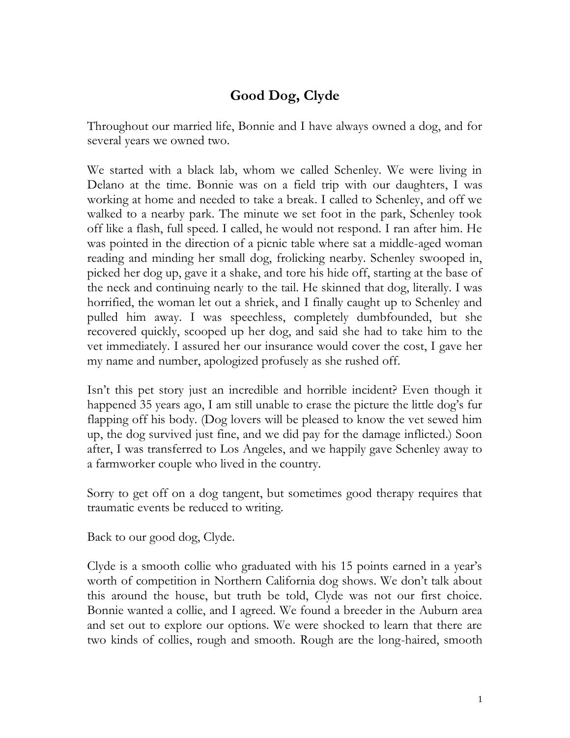# Good Dog, Clyde

Throughout our married life, Bonnie and I have always owned a dog, and for several years we owned two.

We started with a black lab, whom we called Schenley. We were living in Delano at the time. Bonnie was on a field trip with our daughters, I was working at home and needed to take a break. I called to Schenley, and off we walked to a nearby park. The minute we set foot in the park, Schenley took off like a flash, full speed. I called, he would not respond. I ran after him. He was pointed in the direction of a picnic table where sat a middle-aged woman reading and minding her small dog, frolicking nearby. Schenley swooped in, picked her dog up, gave it a shake, and tore his hide off, starting at the base of the neck and continuing nearly to the tail. He skinned that dog, literally. I was horrified, the woman let out a shriek, and I finally caught up to Schenley and pulled him away. I was speechless, completely dumbfounded, but she recovered quickly, scooped up her dog, and said she had to take him to the vet immediately. I assured her our insurance would cover the cost, I gave her my name and number, apologized profusely as she rushed off.

Isn't this pet story just an incredible and horrible incident? Even though it happened 35 years ago, I am still unable to erase the picture the little dog's fur flapping off his body. (Dog lovers will be pleased to know the vet sewed him up, the dog survived just fine, and we did pay for the damage inflicted.) Soon after, I was transferred to Los Angeles, and we happily gave Schenley away to a farmworker couple who lived in the country.

Sorry to get off on a dog tangent, but sometimes good therapy requires that traumatic events be reduced to writing.

Back to our good dog, Clyde.

Clyde is a smooth collie who graduated with his 15 points earned in a year's worth of competition in Northern California dog shows. We don't talk about this around the house, but truth be told, Clyde was not our first choice. Bonnie wanted a collie, and I agreed. We found a breeder in the Auburn area and set out to explore our options. We were shocked to learn that there are two kinds of collies, rough and smooth. Rough are the long-haired, smooth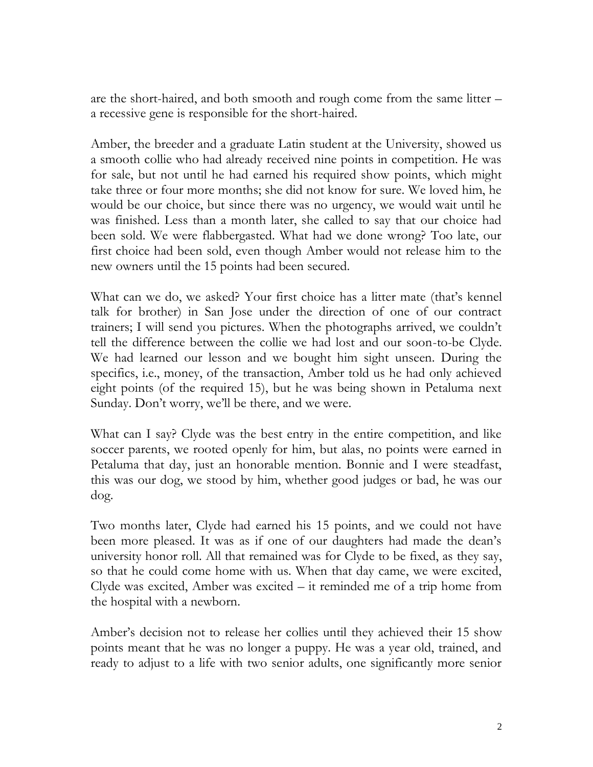are the short-haired, and both smooth and rough come from the same litter – a recessive gene is responsible for the short-haired.

Amber, the breeder and a graduate Latin student at the University, showed us a smooth collie who had already received nine points in competition. He was for sale, but not until he had earned his required show points, which might take three or four more months; she did not know for sure. We loved him, he would be our choice, but since there was no urgency, we would wait until he was finished. Less than a month later, she called to say that our choice had been sold. We were flabbergasted. What had we done wrong? Too late, our first choice had been sold, even though Amber would not release him to the new owners until the 15 points had been secured.

What can we do, we asked? Your first choice has a litter mate (that's kennel talk for brother) in San Jose under the direction of one of our contract trainers; I will send you pictures. When the photographs arrived, we couldn't tell the difference between the collie we had lost and our soon-to-be Clyde. We had learned our lesson and we bought him sight unseen. During the specifics, i.e., money, of the transaction, Amber told us he had only achieved eight points (of the required 15), but he was being shown in Petaluma next Sunday. Don't worry, we'll be there, and we were.

What can I say? Clyde was the best entry in the entire competition, and like soccer parents, we rooted openly for him, but alas, no points were earned in Petaluma that day, just an honorable mention. Bonnie and I were steadfast, this was our dog, we stood by him, whether good judges or bad, he was our dog.

Two months later, Clyde had earned his 15 points, and we could not have been more pleased. It was as if one of our daughters had made the dean's university honor roll. All that remained was for Clyde to be fixed, as they say, so that he could come home with us. When that day came, we were excited, Clyde was excited, Amber was excited – it reminded me of a trip home from the hospital with a newborn.

Amber's decision not to release her collies until they achieved their 15 show points meant that he was no longer a puppy. He was a year old, trained, and ready to adjust to a life with two senior adults, one significantly more senior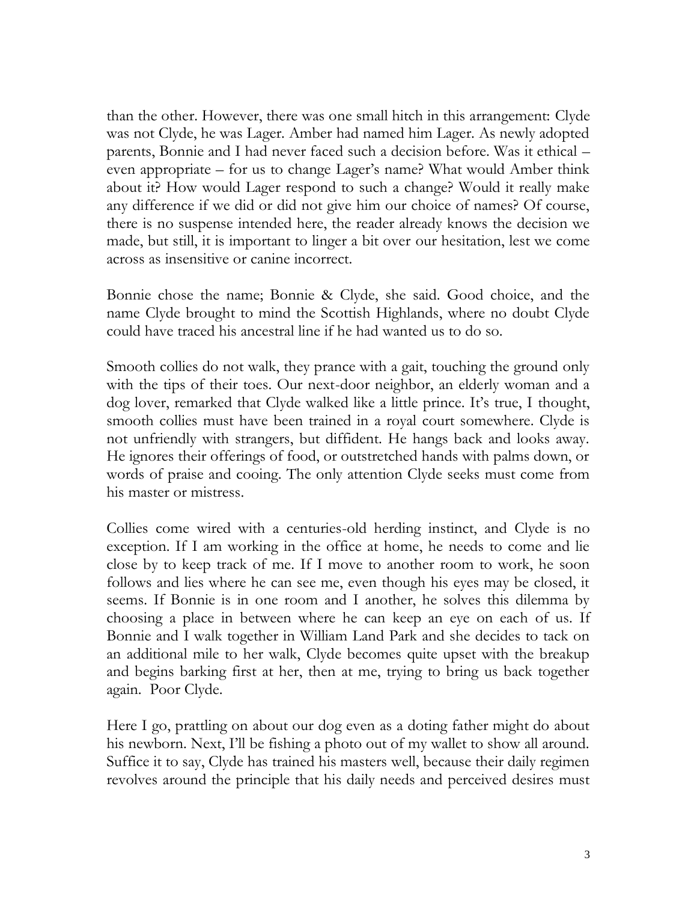than the other. However, there was one small hitch in this arrangement: Clyde was not Clyde, he was Lager. Amber had named him Lager. As newly adopted parents, Bonnie and I had never faced such a decision before. Was it ethical – even appropriate – for us to change Lager's name? What would Amber think about it? How would Lager respond to such a change? Would it really make any difference if we did or did not give him our choice of names? Of course, there is no suspense intended here, the reader already knows the decision we made, but still, it is important to linger a bit over our hesitation, lest we come across as insensitive or canine incorrect.

Bonnie chose the name; Bonnie & Clyde, she said. Good choice, and the name Clyde brought to mind the Scottish Highlands, where no doubt Clyde could have traced his ancestral line if he had wanted us to do so.

Smooth collies do not walk, they prance with a gait, touching the ground only with the tips of their toes. Our next-door neighbor, an elderly woman and a dog lover, remarked that Clyde walked like a little prince. It's true, I thought, smooth collies must have been trained in a royal court somewhere. Clyde is not unfriendly with strangers, but diffident. He hangs back and looks away. He ignores their offerings of food, or outstretched hands with palms down, or words of praise and cooing. The only attention Clyde seeks must come from his master or mistress.

Collies come wired with a centuries-old herding instinct, and Clyde is no exception. If I am working in the office at home, he needs to come and lie close by to keep track of me. If I move to another room to work, he soon follows and lies where he can see me, even though his eyes may be closed, it seems. If Bonnie is in one room and I another, he solves this dilemma by choosing a place in between where he can keep an eye on each of us. If Bonnie and I walk together in William Land Park and she decides to tack on an additional mile to her walk, Clyde becomes quite upset with the breakup and begins barking first at her, then at me, trying to bring us back together again. Poor Clyde.

Here I go, prattling on about our dog even as a doting father might do about his newborn. Next, I'll be fishing a photo out of my wallet to show all around. Suffice it to say, Clyde has trained his masters well, because their daily regimen revolves around the principle that his daily needs and perceived desires must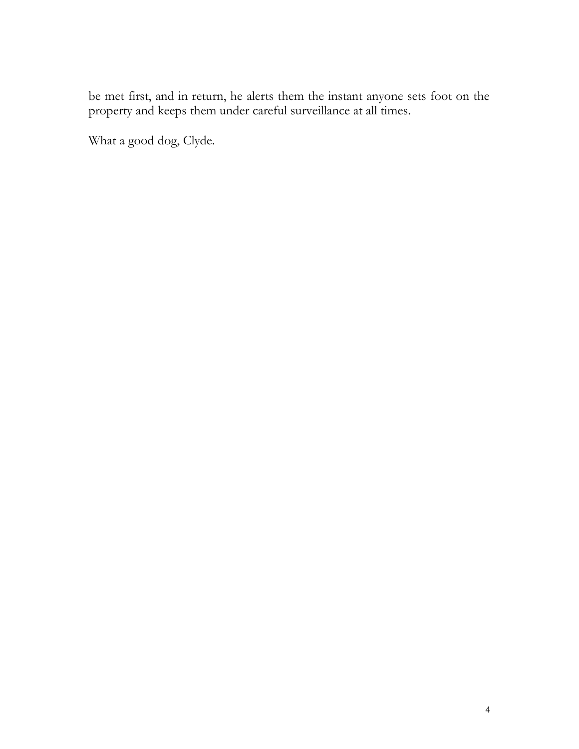be met first, and in return, he alerts them the instant anyone sets foot on the property and keeps them under careful surveillance at all times.

What a good dog, Clyde.